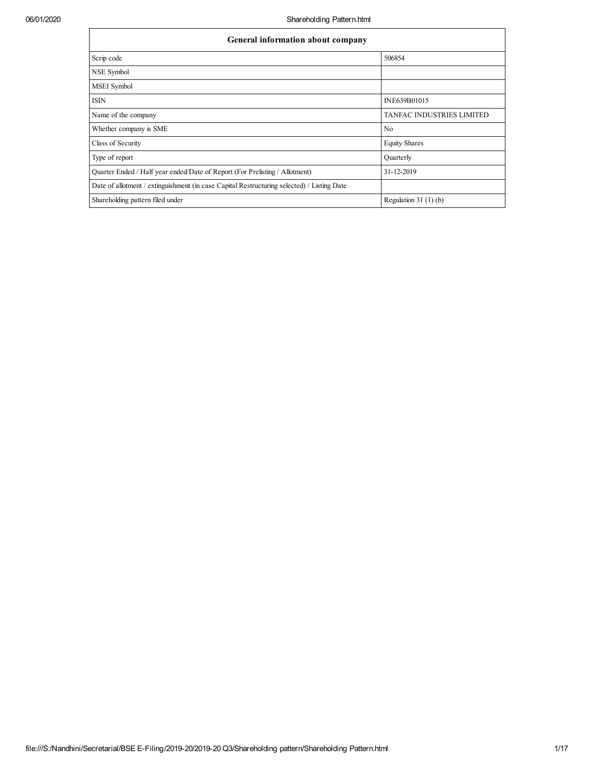| General information about company | |
|---|---|
| Scrip code | 506854 |
| NSE Symbol | |
| MSEI Symbol | |
| ISIN | INE639B01015 |
| Name of the company | TANFAC INDUSTRIES LIMITED |
| Whether company is SME | No |
| Class of Security | Equity Shares |
| Type of report | Quarterly |
| Quarter Ended / Half year ended/Date of Report (For Prelisting / Allotment) | 31-12-2019 |
| Date of allotment / extinguishment (in case Capital Restructuring selected) / Listing Date | |
| Shareholding pattern filed under | Regulation 31 (1) (b) |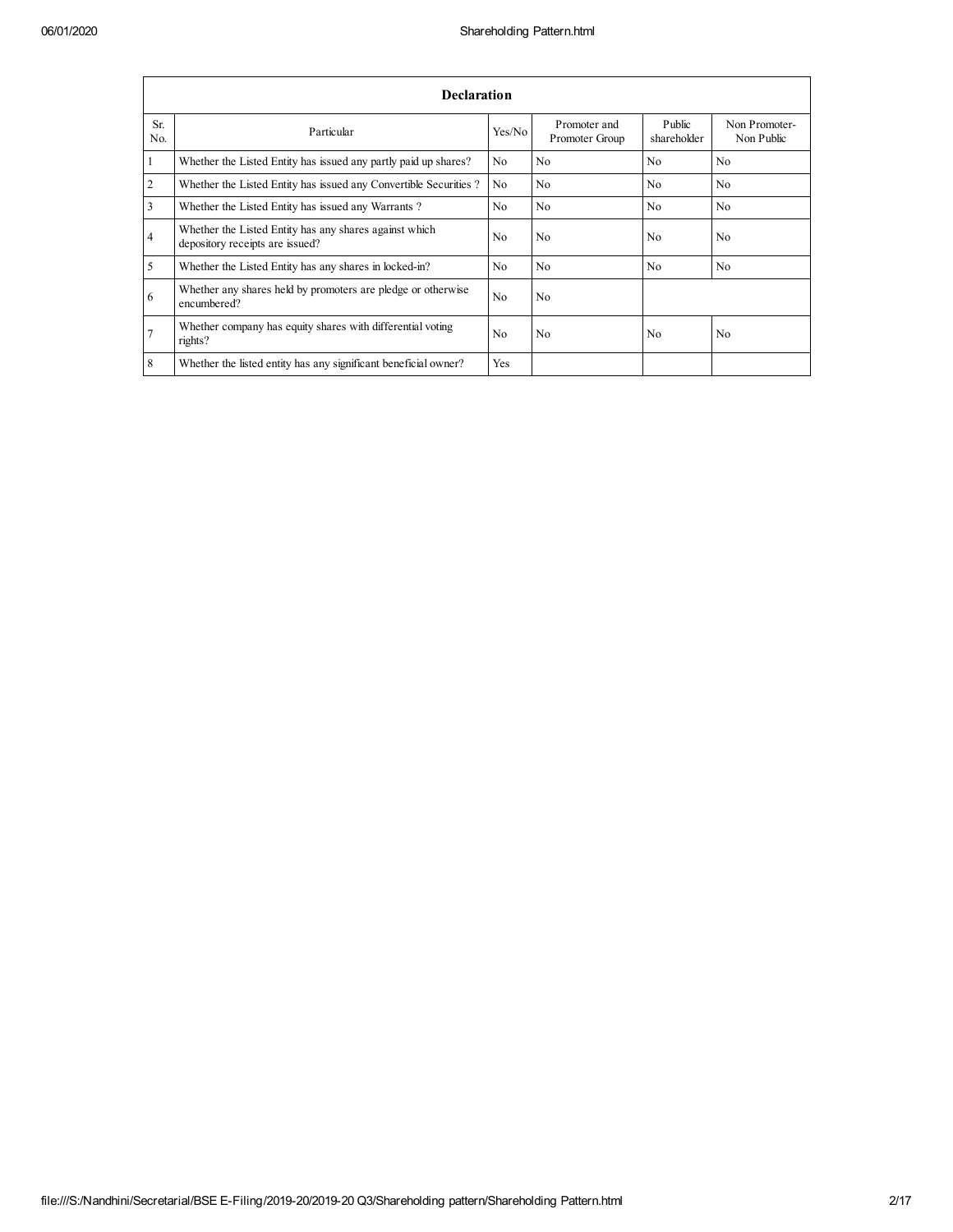| Declaration | | | | | |
|---|---|---|---|---|---|
| Sr. No. | Particular | Yes/No | Promoter and Promoter Group | Public shareholder | Non Promoter- Non Public |
| 1 | Whether the Listed Entity has issued any partly paid up shares? | No | No | No | No |
| 2 | Whether the Listed Entity has issued any Convertible Securities ? | No | No | No | No |
| 3 | Whether the Listed Entity has issued any Warrants ? | No | No | No | No |
| 4 | Whether the Listed Entity has any shares against which depository receipts are issued? | No | No | No | No |
| 5 | Whether the Listed Entity has any shares in locked-in? | No | No | No | No |
| 6 | Whether any shares held by promoters are pledge or otherwise encumbered? | No | No | | |
| 7 | Whether company has equity shares with differential voting rights? | No | No | No | No |
| 8 | Whether the listed entity has any significant beneficial owner? | Yes | | | |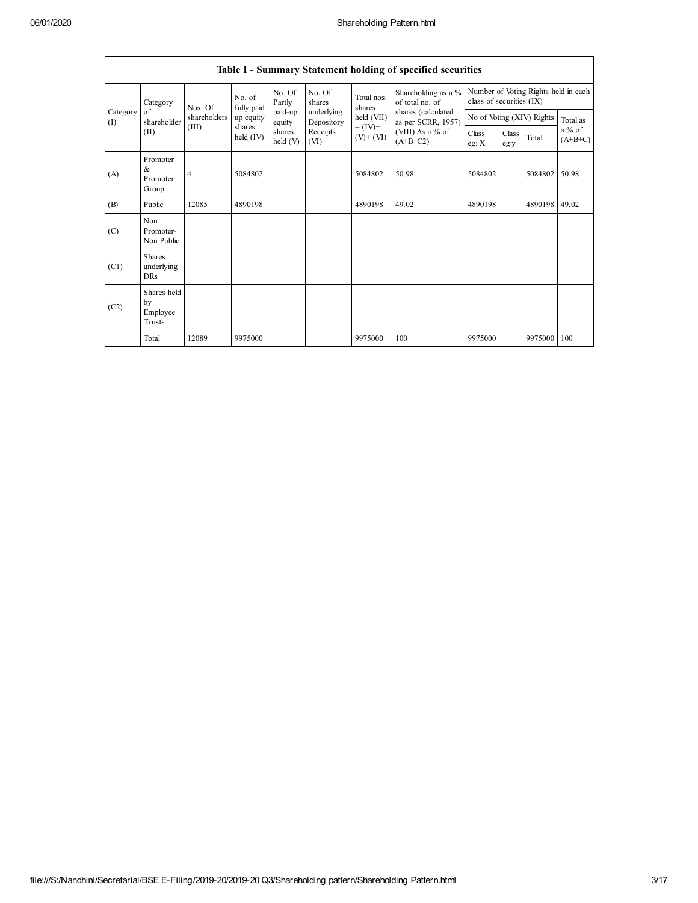## Table I - Summary Statement holding of specified securities

| Category (I) | Category of shareholder (II) | Nos. Of shareholders (III) | No. of fully paid up equity shares held (IV) | No. Of Partly paid-up equity shares held (V) | No. Of shares underlying Depository Receipts (VI) | Total nos. shares held (VII) = (IV)+ (V)+ (VI) | Shareholding as a % of total no. of shares (calculated as per SCRR, 1957) (VIII) As a % of (A+B+C2) | Number of Voting Rights held in each class of securities (IX) | | | |
|---|---|---|---|---|---|---|---|---|---|---|---|
| | | | | | | | | No of Voting (XIV) Rights | | | Total as a % of (A+B+C) |
| | | | | | | | | Class eg: X | Class eg:y | Total | |
| (A) | Promoter & Promoter Group | 4 | 5084802 | | | 5084802 | 50.98 | 5084802 | | 5084802 | 50.98 |
| (B) | Public | 12085 | 4890198 | | | 4890198 | 49.02 | 4890198 | | 4890198 | 49.02 |
| (C) | Non Promoter- Non Public | | | | | | | | | | |
| (C1) | Shares underlying DRs | | | | | | | | | | |
| (C2) | Shares held by Employee Trusts | | | | | | | | | | |
| | Total | 12089 | 9975000 | | | 9975000 | 100 | 9975000 | | 9975000 | 100 |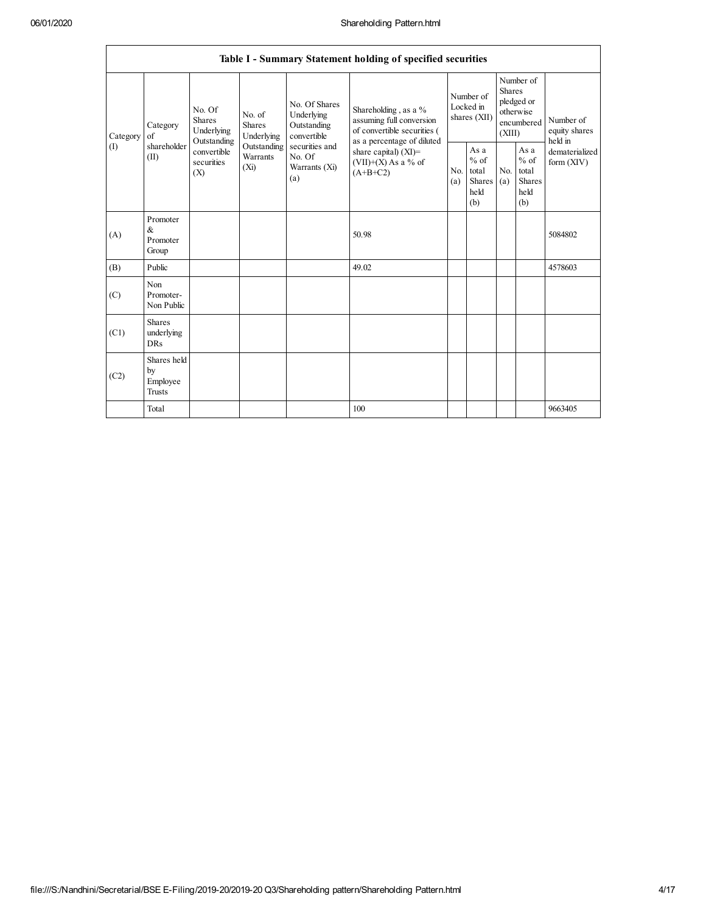| Table I - Summary Statement holding of specified securities | | | | | | | | | | | |
|---|---|---|---|---|---|---|---|---|---|---|---|
| Category (I) | Category of shareholder (II) | No. Of Shares Underlying Outstanding convertible securities (X) | No. of Shares Underlying Outstanding Warrants (Xi) | No. Of Shares Underlying Outstanding convertible securities and No. Of Warrants (Xi) (a) | Shareholding , as a % assuming full conversion of convertible securities ( as a percentage of diluted share capital) (XI)= (VII)+(X) As a % of (A+B+C2) | Number of Locked in shares (XII) | | Number of Shares pledged or otherwise encumbered (XIII) | | Number of equity shares held in dematerialized form (XIV) |
| | | | | | | No. (a) | As a % of total Shares held (b) | No. (a) | As a % of total Shares held (b) | |
| (A) | Promoter & Promoter Group | | | | 50.98 | | | | | 5084802 |
| (B) | Public | | | | 49.02 | | | | | 4578603 |
| (C) | Non Promoter- Non Public | | | | | | | | | |
| (C1) | Shares underlying DRs | | | | | | | | | |
| (C2) | Shares held by Employee Trusts | | | | | | | | | |
| | Total | | | | 100 | | | | | 9663405 |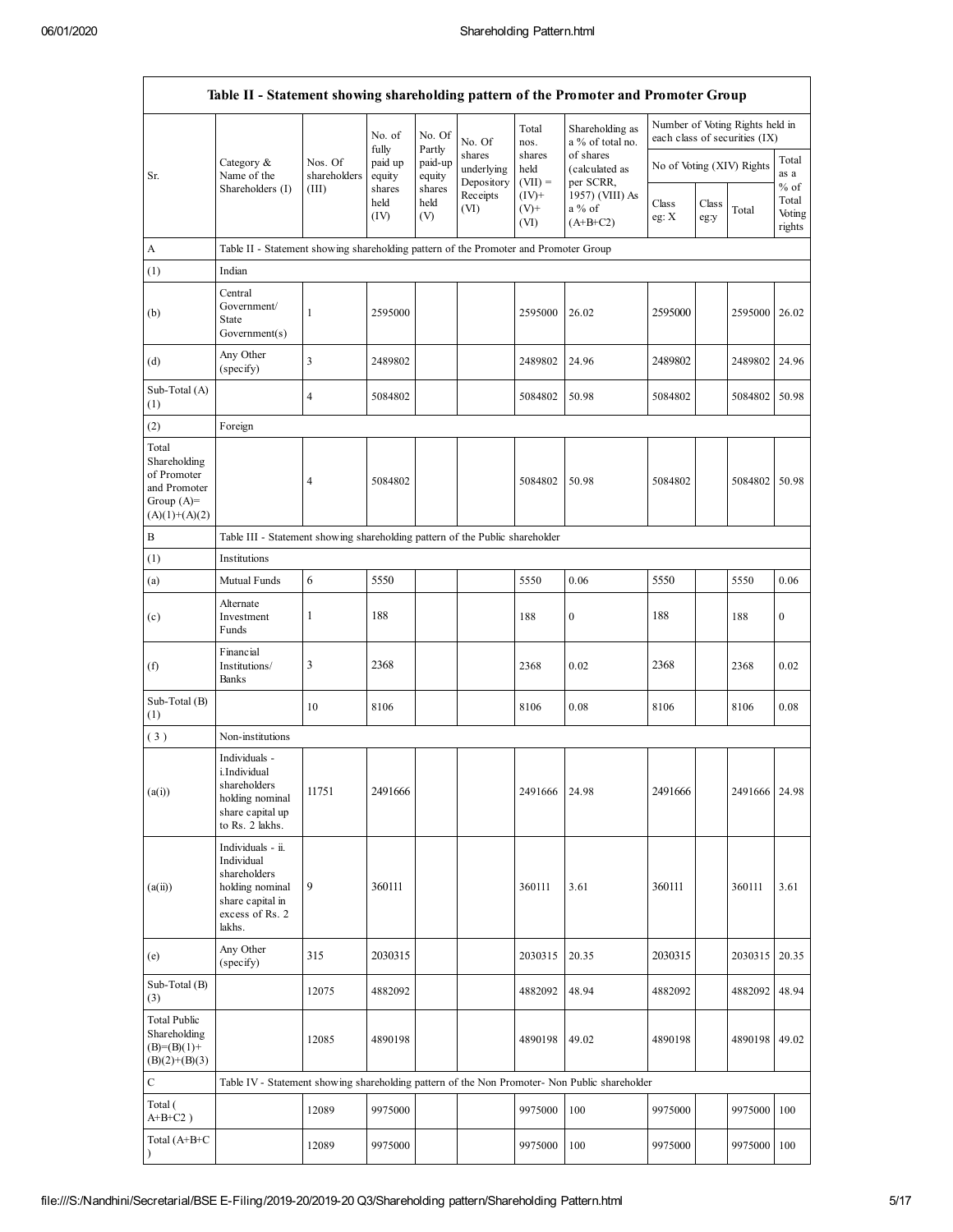| Table II - Statement showing shareholding pattern of the Promoter and Promoter Group | | | | | | | | | | | | |
|---|---|---|---|---|---|---|---|---|---|---|---|---|
| Sr. | Category & Name of the Shareholders (I) | Nos. Of shareholders (III) | No. of fully paid up equity shares held (IV) | No. Of Partly paid-up equity shares held (V) | No. Of shares underlying Depository Receipts (VI) | Total nos. shares held (VII) = (IV)+ (V)+ (VI) | Shareholding as a % of total no. of shares (calculated as per SCRR, 1957) (VIII) As a % of (A+B+C2) | Number of Voting Rights held in each class of securities (IX) | | | |
| | | | | | | | | No of Voting (XIV) Rights | | | Total as a % of Total Voting rights |
| | | | | | | | | Class eg: X | Class eg:y | Total | |
| A | Table II - Statement showing shareholding pattern of the Promoter and Promoter Group | | | | | | | | | | |
| (1) | Indian | | | | | | | | | | |
| (b) | Central Government/ State Government(s) | 1 | 2595000 | | | 2595000 | 26.02 | 2595000 | | 2595000 | 26.02 |
| (d) | Any Other (specify) | 3 | 2489802 | | | 2489802 | 24.96 | 2489802 | | 2489802 | 24.96 |
| Sub-Total (A) (1) | | 4 | 5084802 | | | 5084802 | 50.98 | 5084802 | | 5084802 | 50.98 |
| (2) | Foreign | | | | | | | | | | |
| Total Shareholding of Promoter and Promoter Group (A)= (A)(1)+(A)(2) | | 4 | 5084802 | | | 5084802 | 50.98 | 5084802 | | 5084802 | 50.98 |
| B | Table III - Statement showing shareholding pattern of the Public shareholder | | | | | | | | | | |
| (1) | Institutions | | | | | | | | | | |
| (a) | Mutual Funds | 6 | 5550 | | | 5550 | 0.06 | 5550 | | 5550 | 0.06 |
| (c) | Alternate Investment Funds | 1 | 188 | | | 188 | 0 | 188 | | 188 | 0 |
| (f) | Financial Institutions/ Banks | 3 | 2368 | | | 2368 | 0.02 | 2368 | | 2368 | 0.02 |
| Sub-Total (B) (1) | | 10 | 8106 | | | 8106 | 0.08 | 8106 | | 8106 | 0.08 |
| ( 3 ) | Non-institutions | | | | | | | | | | |
| (a(i)) | Individuals - i.Individual shareholders holding nominal share capital up to Rs. 2 lakhs. | 11751 | 2491666 | | | 2491666 | 24.98 | 2491666 | | 2491666 | 24.98 |
| (a(ii)) | Individuals - ii. Individual shareholders holding nominal share capital in excess of Rs. 2 lakhs. | 9 | 360111 | | | 360111 | 3.61 | 360111 | | 360111 | 3.61 |
| (e) | Any Other (specify) | 315 | 2030315 | | | 2030315 | 20.35 | 2030315 | | 2030315 | 20.35 |
| Sub-Total (B) (3) | | 12075 | 4882092 | | | 4882092 | 48.94 | 4882092 | | 4882092 | 48.94 |
| Total Public Shareholding (B)=(B)(1)+ (B)(2)+(B)(3) | | 12085 | 4890198 | | | 4890198 | 49.02 | 4890198 | | 4890198 | 49.02 |
| C | Table IV - Statement showing shareholding pattern of the Non Promoter- Non Public shareholder | | | | | | | | | | |
| Total ( A+B+C2 ) | | 12089 | 9975000 | | | 9975000 | 100 | 9975000 | | 9975000 | 100 |
| Total (A+B+C ) | | 12089 | 9975000 | | | 9975000 | 100 | 9975000 | | 9975000 | 100 |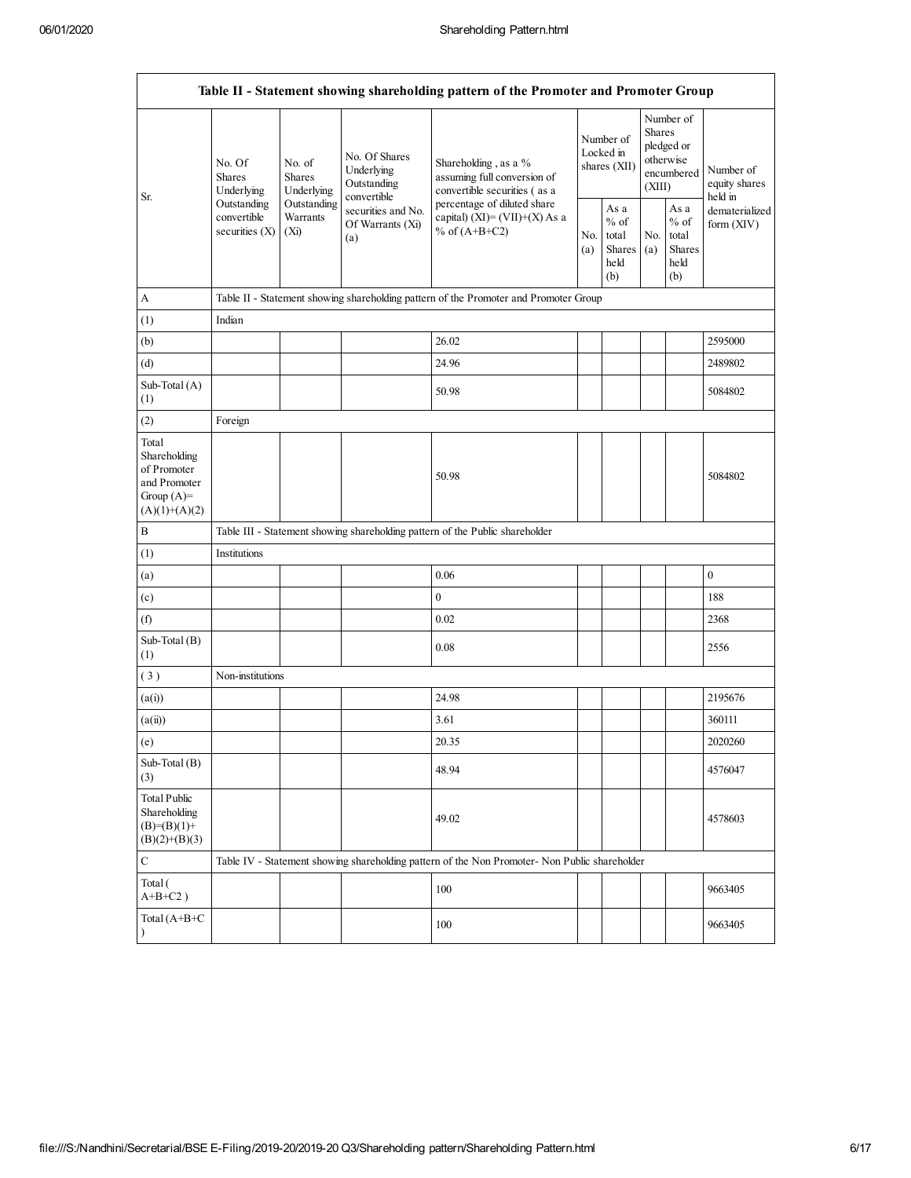| Table II - Statement showing shareholding pattern of the Promoter and Promoter Group | | | | | | | | | |
|---|---|---|---|---|---|---|---|---|---|
| Sr. | No. Of Shares Underlying Outstanding convertible securities (X) | No. of Shares Underlying Outstanding Warrants (Xi) | No. Of Shares Underlying Outstanding convertible securities and No. Of Warrants (Xi) (a) | Shareholding , as a % assuming full conversion of convertible securities ( as a percentage of diluted share capital) (XI)= (VII)+(X) As a % of (A+B+C2) | Number of Locked in shares (XII) | | Number of Shares pledged or otherwise encumbered (XIII) | | Number of equity shares held in dematerialized form (XIV) |
| | | | | | No. (a) | As a % of total Shares held (b) | No. (a) | As a % of total Shares held (b) | |
| A | Table II - Statement showing shareholding pattern of the Promoter and Promoter Group | | | | | | | | |
| (1) | Indian | | | | | | | | |
| (b) | | | | 26.02 | | | | | 2595000 |
| (d) | | | | 24.96 | | | | | 2489802 |
| Sub-Total (A) (1) | | | | 50.98 | | | | | 5084802 |
| (2) | Foreign | | | | | | | | |
| Total Shareholding of Promoter and Promoter Group (A)= (A)(1)+(A)(2) | | | | 50.98 | | | | | 5084802 |
| B | Table III - Statement showing shareholding pattern of the Public shareholder | | | | | | | | |
| (1) | Institutions | | | | | | | | |
| (a) | | | | 0.06 | | | | | 0 |
| (c) | | | | 0 | | | | | 188 |
| (f) | | | | 0.02 | | | | | 2368 |
| Sub-Total (B) (1) | | | | 0.08 | | | | | 2556 |
| ( 3 ) | Non-institutions | | | | | | | | |
| (a(i)) | | | | 24.98 | | | | | 2195676 |
| (a(ii)) | | | | 3.61 | | | | | 360111 |
| (e) | | | | 20.35 | | | | | 2020260 |
| Sub-Total (B) (3) | | | | 48.94 | | | | | 4576047 |
| Total Public Shareholding (B)=(B)(1)+(B)(2)+(B)(3) | | | | 49.02 | | | | | 4578603 |
| C | Table IV - Statement showing shareholding pattern of the Non Promoter- Non Public shareholder | | | | | | | | |
| Total ( A+B+C2 ) | | | | 100 | | | | | 9663405 |
| Total (A+B+C ) | | | | 100 | | | | | 9663405 |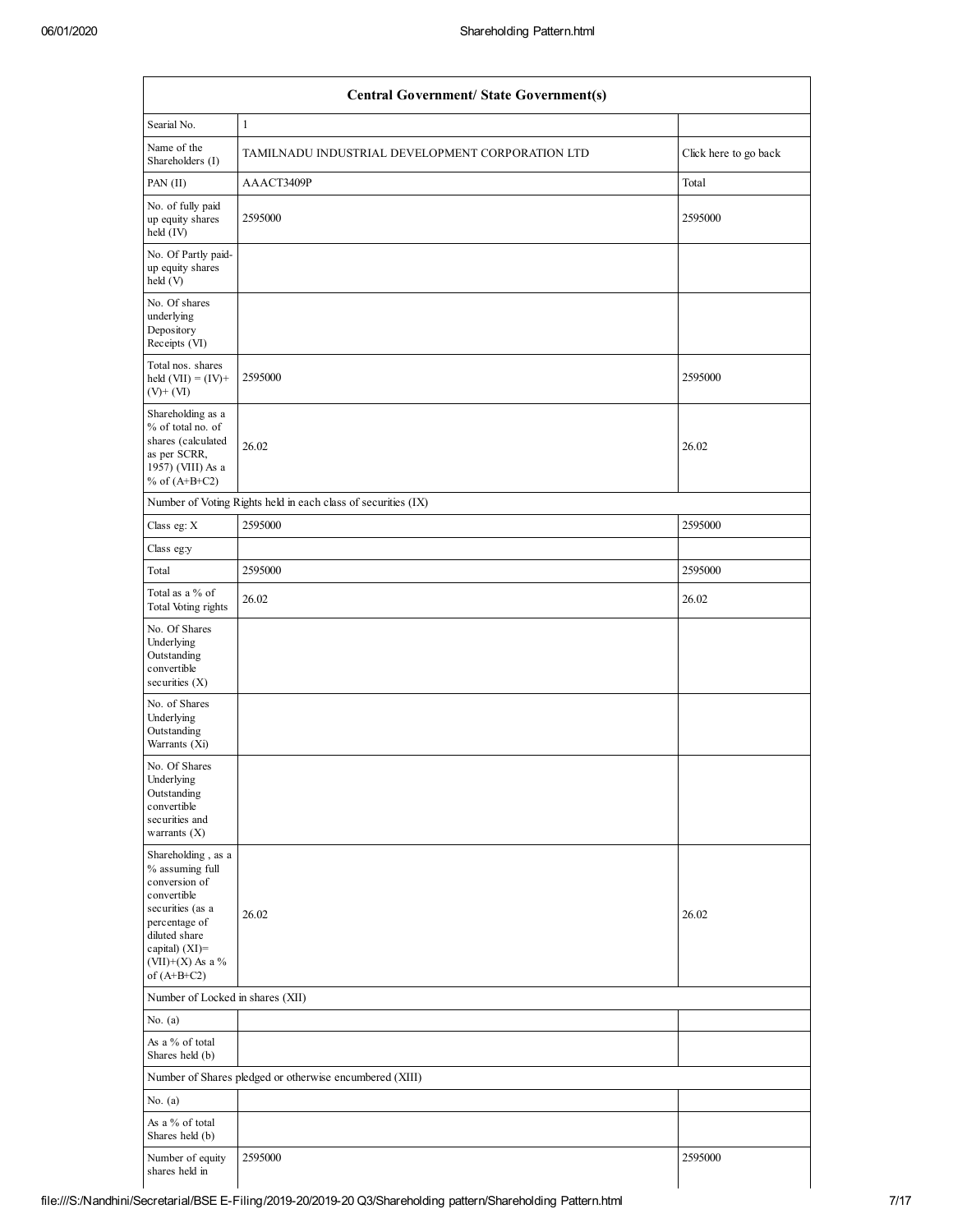| Central Government/ State Government(s) | | |
|---|---|---|
| Searial No. | 1 | |
| Name of the Shareholders (I) | TAMILNADU INDUSTRIAL DEVELOPMENT CORPORATION LTD | Click here to go back |
| PAN (II) | AAACT3409P | Total |
| No. of fully paid up equity shares held (IV) | 2595000 | 2595000 |
| No. Of Partly paid-up equity shares held (V) | | |
| No. Of shares underlying Depository Receipts (VI) | | |
| Total nos. shares held (VII) = (IV)+ (V)+ (VI) | 2595000 | 2595000 |
| Shareholding as a % of total no. of shares (calculated as per SCRR, 1957) (VIII) As a % of (A+B+C2) | 26.02 | 26.02 |
| Number of Voting Rights held in each class of securities (IX) | | |
| Class eg: X | 2595000 | 2595000 |
| Class eg:y | | |
| Total | 2595000 | 2595000 |
| Total as a % of Total Voting rights | 26.02 | 26.02 |
| No. Of Shares Underlying Outstanding convertible securities (X) | | |
| No. of Shares Underlying Outstanding Warrants (Xi) | | |
| No. Of Shares Underlying Outstanding convertible securities and warrants (X) | | |
| Shareholding , as a % assuming full conversion of convertible securities (as a percentage of diluted share capital) (XI)= (VII)+(X) As a % of (A+B+C2) | 26.02 | 26.02 |
| Number of Locked in shares (XII) | | |
| No. (a) | | |
| As a % of total Shares held (b) | | |
| Number of Shares pledged or otherwise encumbered (XIII) | | |
| No. (a) | | |
| As a % of total Shares held (b) | | |
| Number of equity shares held in | 2595000 | 2595000 |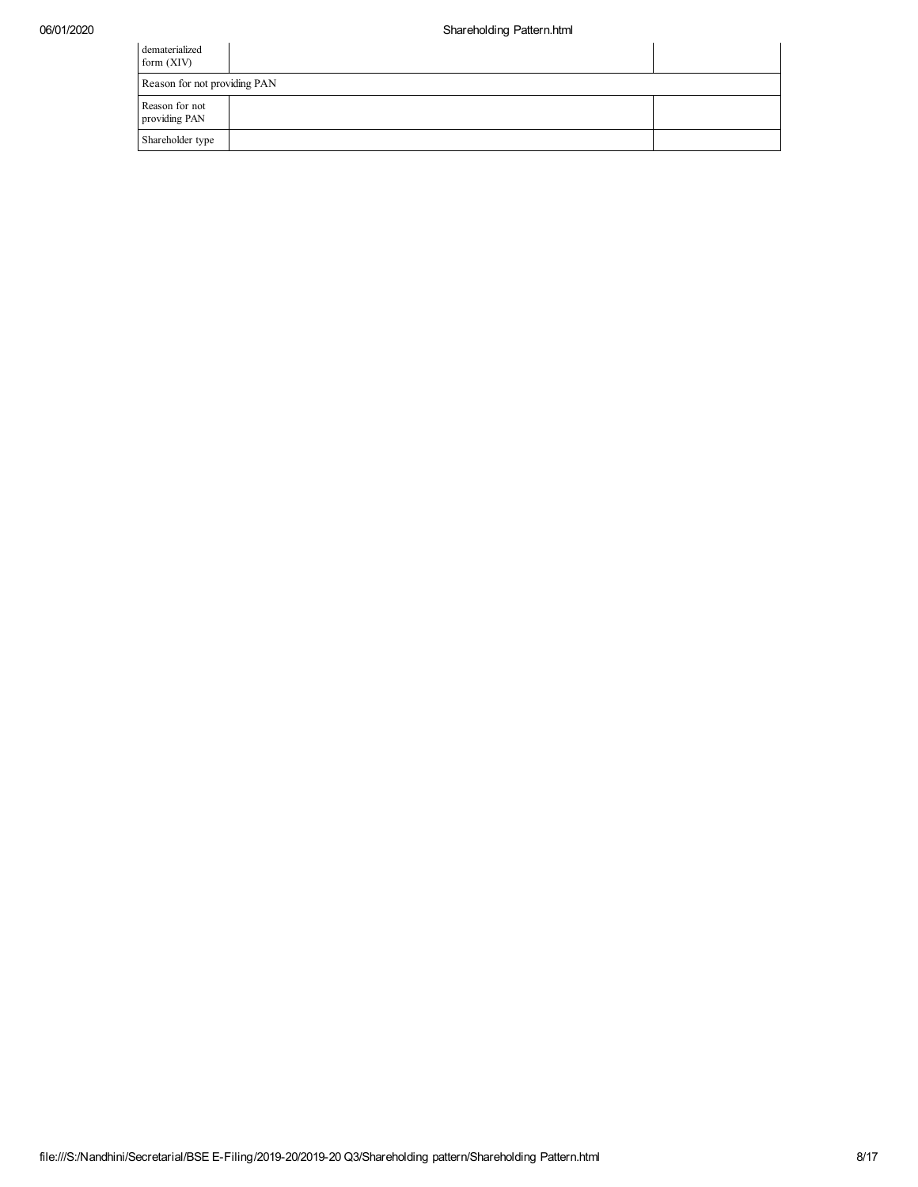| dematerialized form (XIV) | | |
| --- | --- | --- |
| Reason for not providing PAN | | |
| Reason for not providing PAN | | |
| Shareholder type | | |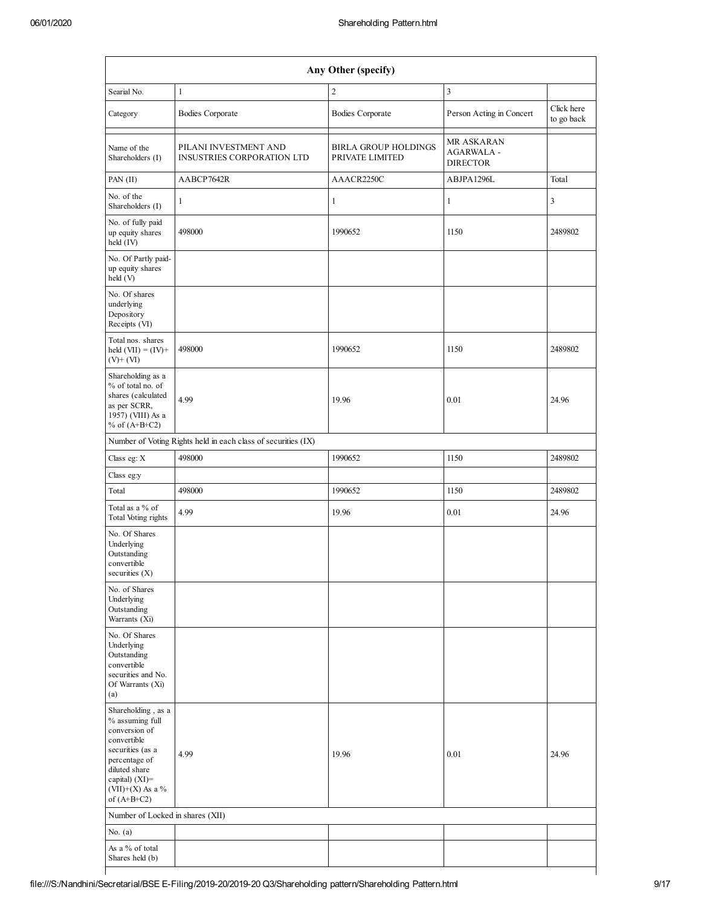| Any Other (specify) | | | | |
|---|---|---|---|---|
| Searial No. | 1 | 2 | 3 | |
| Category | Bodies Corporate | Bodies Corporate | Person Acting in Concert | Click here to go back |
| Name of the Shareholders (I) | PILANI INVESTMENT AND INSUSTRIES CORPORATION LTD | BIRLA GROUP HOLDINGS PRIVATE LIMITED | MR ASKARAN AGARWALA - DIRECTOR | |
| PAN (II) | AABCP7642R | AAACR2250C | ABJPA1296L | Total |
| No. of the Shareholders (I) | 1 | 1 | 1 | 3 |
| No. of fully paid up equity shares held (IV) | 498000 | 1990652 | 1150 | 2489802 |
| No. Of Partly paid-up equity shares held (V) | | | | |
| No. Of shares underlying Depository Receipts (VI) | | | | |
| Total nos. shares held (VII) = (IV)+ (V)+ (VI) | 498000 | 1990652 | 1150 | 2489802 |
| Shareholding as a % of total no. of shares (calculated as per SCRR, 1957) (VIII) As a % of (A+B+C2) | 4.99 | 19.96 | 0.01 | 24.96 |
| Number of Voting Rights held in each class of securities (IX) | | | | |
| Class eg: X | 498000 | 1990652 | 1150 | 2489802 |
| Class eg:y | | | | |
| Total | 498000 | 1990652 | 1150 | 2489802 |
| Total as a % of Total Voting rights | 4.99 | 19.96 | 0.01 | 24.96 |
| No. Of Shares Underlying Outstanding convertible securities (X) | | | | |
| No. of Shares Underlying Outstanding Warrants (Xi) | | | | |
| No. Of Shares Underlying Outstanding convertible securities and No. Of Warrants (Xi) (a) | | | | |
| Shareholding , as a % assuming full conversion of convertible securities (as a percentage of diluted share capital) (XI)= (VII)+(X) As a % of (A+B+C2) | 4.99 | 19.96 | 0.01 | 24.96 |
| Number of Locked in shares (XII) | | | | |
| No. (a) | | | | |
| As a % of total Shares held (b) | | | | |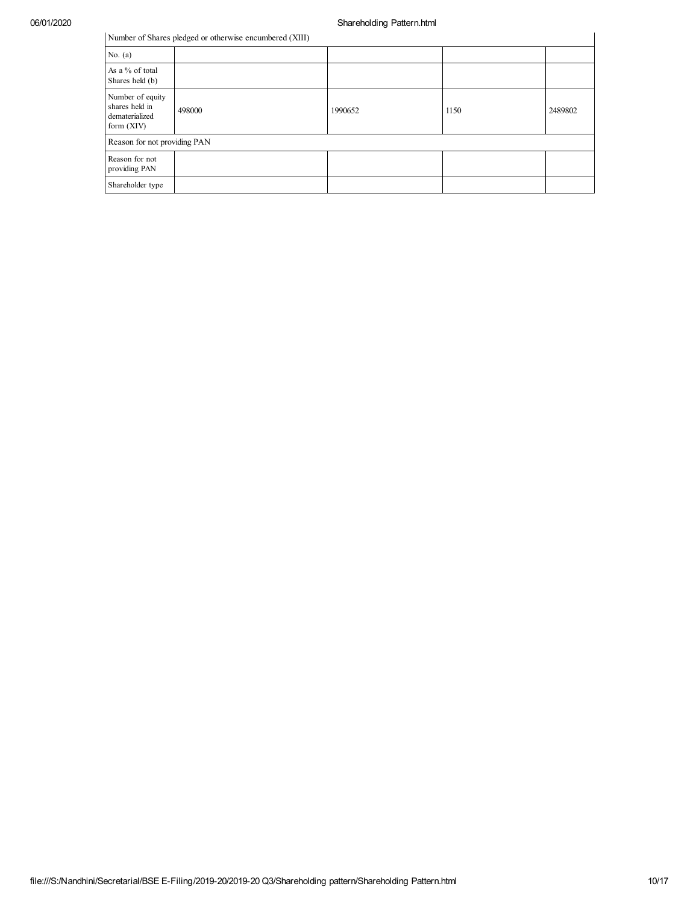| Number of Shares pledged or otherwise encumbered (XIII) | | | | |
|---|---|---|---|---|
| No. (a) | | | | |
| As a % of total Shares held (b) | | | | |
| Number of equity shares held in dematerialized form (XIV) | 498000 | 1990652 | 1150 | 2489802 |
| Reason for not providing PAN | | | | |
| Reason for not providing PAN | | | | |
| Shareholder type | | | | |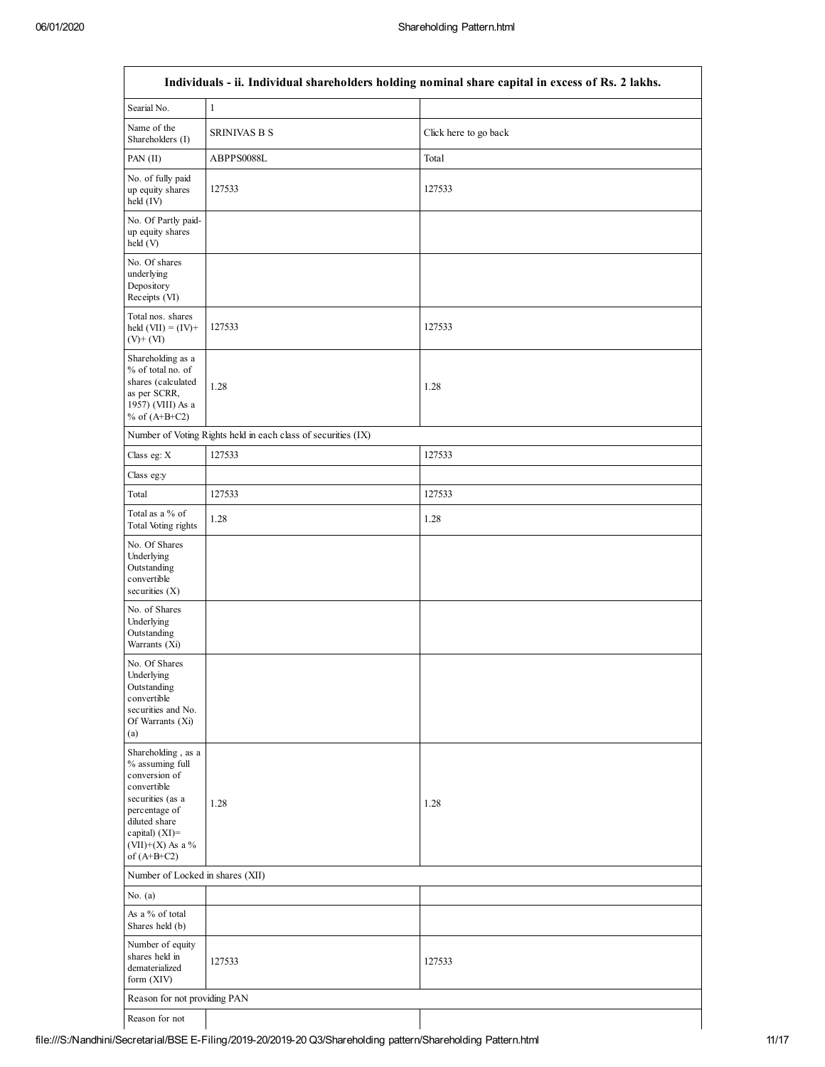| Individuals - ii. Individual shareholders holding nominal share capital in excess of Rs. 2 lakhs. | | |
|---|---|---|
| Searial No. | 1 | |
| Name of the Shareholders (I) | SRINIVAS B S | Click here to go back |
| PAN (II) | ABPPS0088L | Total |
| No. of fully paid up equity shares held (IV) | 127533 | 127533 |
| No. Of Partly paid-up equity shares held (V) | | |
| No. Of shares underlying Depository Receipts (VI) | | |
| Total nos. shares held (VII) = (IV)+ (V)+ (VI) | 127533 | 127533 |
| Shareholding as a % of total no. of shares (calculated as per SCRR, 1957) (VIII) As a % of (A+B+C2) | 1.28 | 1.28 |
| Number of Voting Rights held in each class of securities (IX) | | |
| Class eg: X | 127533 | 127533 |
| Class eg:y | | |
| Total | 127533 | 127533 |
| Total as a % of Total Voting rights | 1.28 | 1.28 |
| No. Of Shares Underlying Outstanding convertible securities (X) | | |
| No. of Shares Underlying Outstanding Warrants (Xi) | | |
| No. Of Shares Underlying Outstanding convertible securities and No. Of Warrants (Xi) (a) | | |
| Shareholding , as a % assuming full conversion of convertible securities (as a percentage of diluted share capital) (XI)= (VII)+(X) As a % of (A+B+C2) | 1.28 | 1.28 |
| Number of Locked in shares (XII) | | |
| No. (a) | | |
| As a % of total Shares held (b) | | |
| Number of equity shares held in dematerialized form (XIV) | 127533 | 127533 |
| Reason for not providing PAN | | |
| Reason for not | | |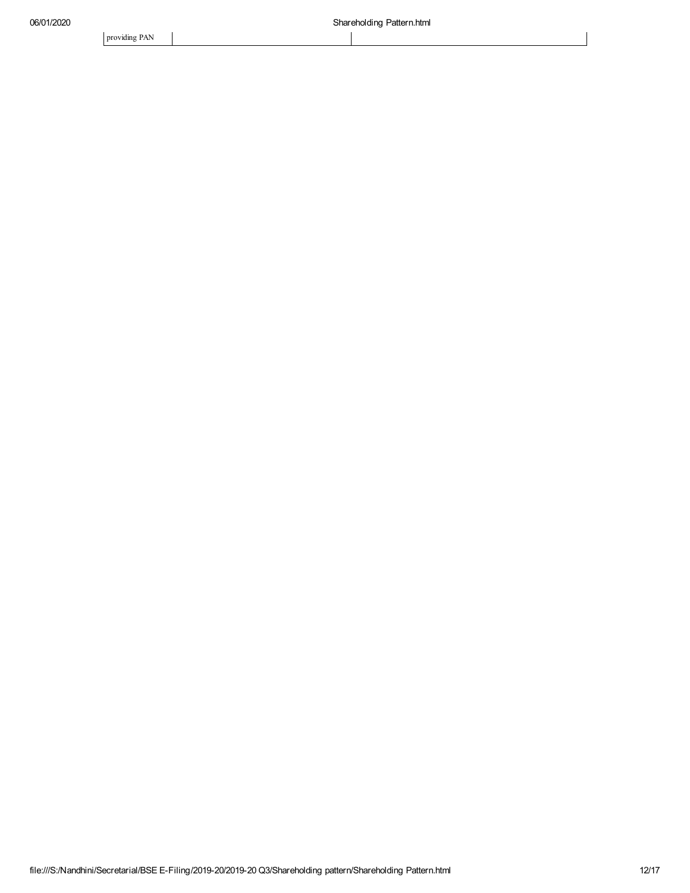| providing PAN | | |
|---|---|---|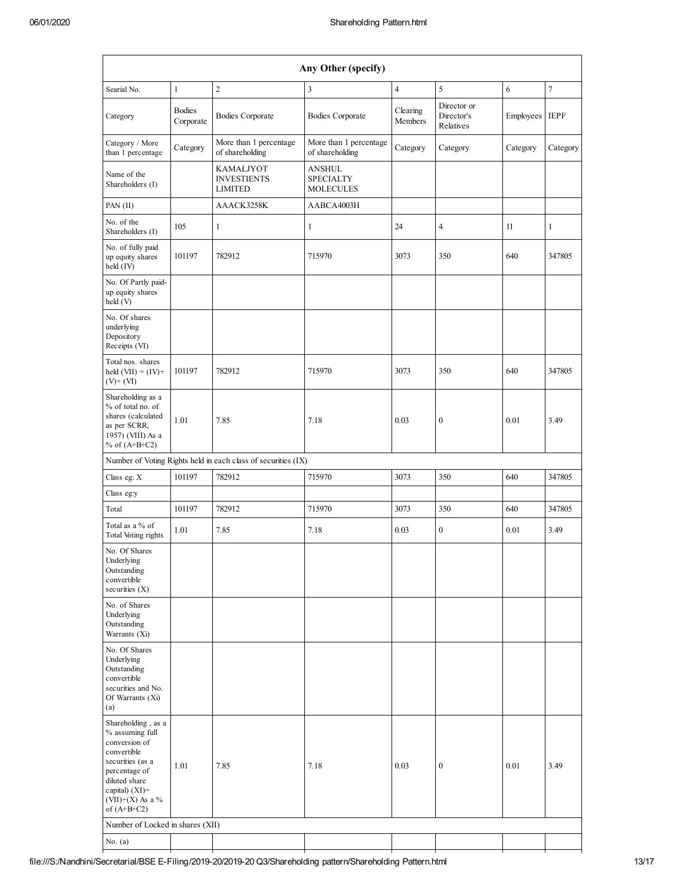| Any Other (specify) | | | | | | | |
|---|---|---|---|---|---|---|---|
| Searial No. | 1 | 2 | 3 | 4 | 5 | 6 | 7 |
| Category | Bodies Corporate | Bodies Corporate | Bodies Corporate | Clearing Members | Director or Director's Relatives | Employees | IEPF |
| Category / More than 1 percentage | Category | More than 1 percentage of shareholding | More than 1 percentage of shareholding | Category | Category | Category | Category |
| Name of the Shareholders (I) | | KAMALJYOT INVESTIENTS LIMITED | ANSHUL SPECIALTY MOLECULES | | | | |
| PAN (II) | | AAACK3258K | AABCA4003H | | | | |
| No. of the Shareholders (I) | 105 | 1 | 1 | 24 | 4 | 11 | 1 |
| No. of fully paid up equity shares held (IV) | 101197 | 782912 | 715970 | 3073 | 350 | 640 | 347805 |
| No. Of Partly paid-up equity shares held (V) | | | | | | | |
| No. Of shares underlying Depository Receipts (VI) | | | | | | | |
| Total nos. shares held (VII) = (IV)+ (V)+ (VI) | 101197 | 782912 | 715970 | 3073 | 350 | 640 | 347805 |
| Shareholding as a % of total no. of shares (calculated as per SCRR, 1957) (VIII) As a % of (A+B+C2) | 1.01 | 7.85 | 7.18 | 0.03 | 0 | 0.01 | 3.49 |
| Number of Voting Rights held in each class of securities (IX) | | | | | | | |
| Class eg: X | 101197 | 782912 | 715970 | 3073 | 350 | 640 | 347805 |
| Class eg:y | | | | | | | |
| Total | 101197 | 782912 | 715970 | 3073 | 350 | 640 | 347805 |
| Total as a % of Total Voting rights | 1.01 | 7.85 | 7.18 | 0.03 | 0 | 0.01 | 3.49 |
| No. Of Shares Underlying Outstanding convertible securities (X) | | | | | | | |
| No. of Shares Underlying Outstanding Warrants (Xi) | | | | | | | |
| No. Of Shares Underlying Outstanding convertible securities and No. Of Warrants (Xi) (a) | | | | | | | |
| Shareholding , as a % assuming full conversion of convertible securities (as a percentage of diluted share capital) (XI)= (VII)+(X) As a % of (A+B+C2) | 1.01 | 7.85 | 7.18 | 0.03 | 0 | 0.01 | 3.49 |
| Number of Locked in shares (XII) | | | | | | | |
| No. (a) | | | | | | | |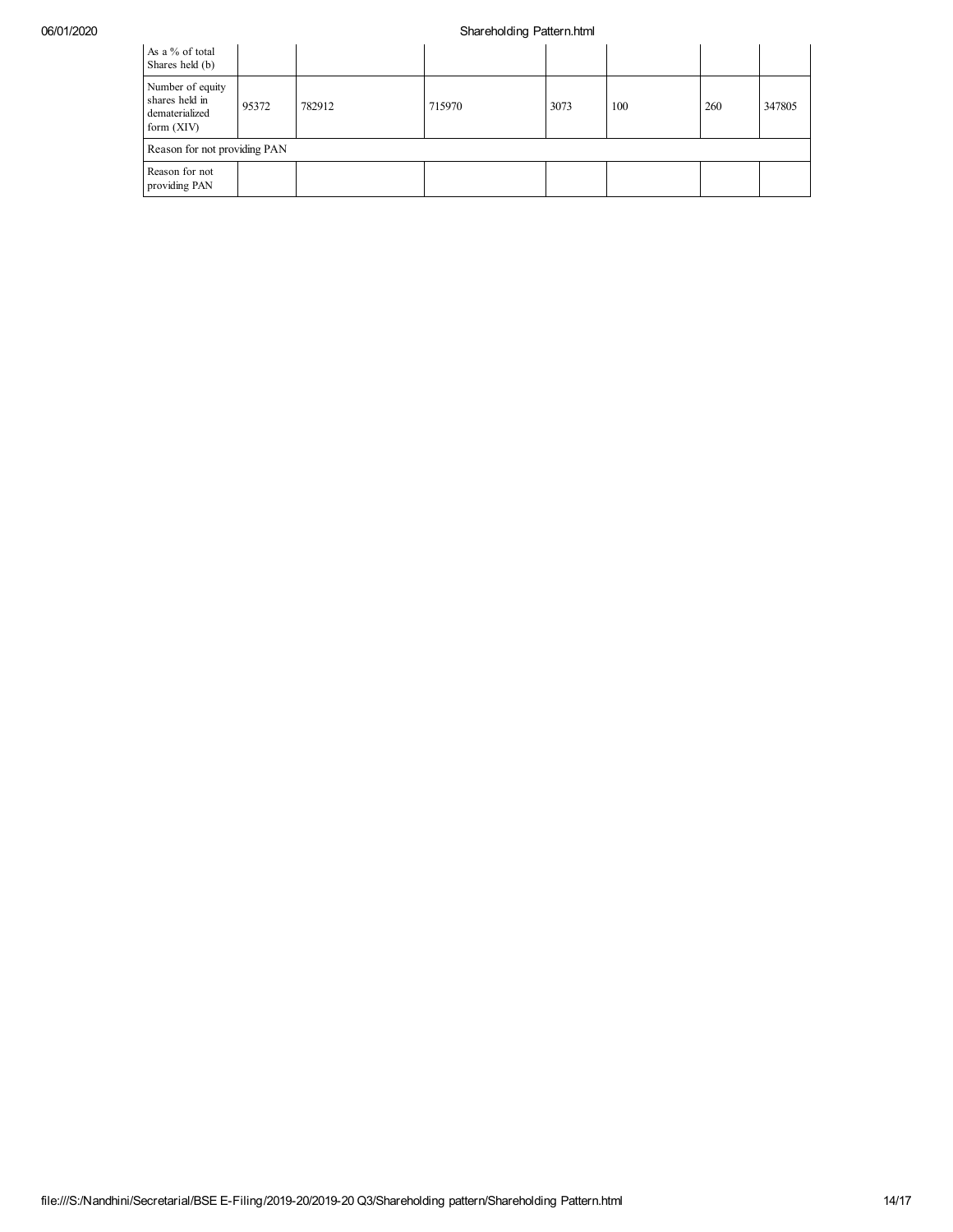| As a % of total Shares held (b) | | | | | | | |
|---|---|---|---|---|---|---|---|
| Number of equity shares held in dematerialized form (XIV) | 95372 | 782912 | 715970 | 3073 | 100 | 260 | 347805 |
| Reason for not providing PAN | | | | | | | |
| Reason for not providing PAN | | | | | | | |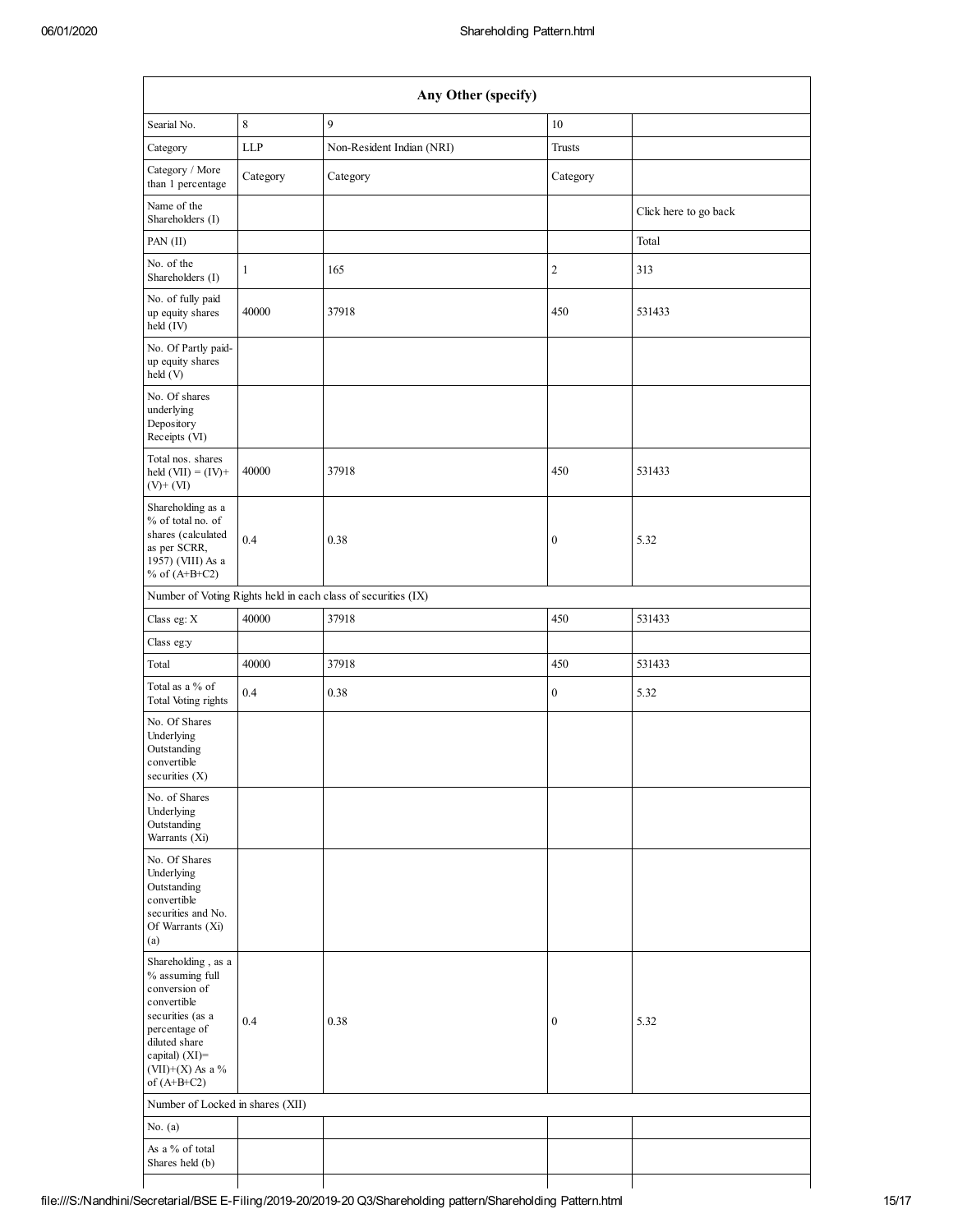| Any Other (specify) | | | | |
|---|---|---|---|---|
| Searial No. | 8 | 9 | 10 | |
| Category | LLP | Non-Resident Indian (NRI) | Trusts | |
| Category / More than 1 percentage | Category | Category | Category | |
| Name of the Shareholders (I) | | | | Click here to go back |
| PAN (II) | | | | Total |
| No. of the Shareholders (I) | 1 | 165 | 2 | 313 |
| No. of fully paid up equity shares held (IV) | 40000 | 37918 | 450 | 531433 |
| No. Of Partly paid-up equity shares held (V) | | | | |
| No. Of shares underlying Depository Receipts (VI) | | | | |
| Total nos. shares held (VII) = (IV)+ (V)+ (VI) | 40000 | 37918 | 450 | 531433 |
| Shareholding as a % of total no. of shares (calculated as per SCRR, 1957) (VIII) As a % of (A+B+C2) | 0.4 | 0.38 | 0 | 5.32 |
| Number of Voting Rights held in each class of securities (IX) | | | | |
| Class eg: X | 40000 | 37918 | 450 | 531433 |
| Class eg:y | | | | |
| Total | 40000 | 37918 | 450 | 531433 |
| Total as a % of Total Voting rights | 0.4 | 0.38 | 0 | 5.32 |
| No. Of Shares Underlying Outstanding convertible securities (X) | | | | |
| No. of Shares Underlying Outstanding Warrants (Xi) | | | | |
| No. Of Shares Underlying Outstanding convertible securities and No. Of Warrants (Xi) (a) | | | | |
| Shareholding , as a % assuming full conversion of convertible securities (as a percentage of diluted share capital) (XI)= (VII)+(X) As a % of (A+B+C2) | 0.4 | 0.38 | 0 | 5.32 |
| Number of Locked in shares (XII) | | | | |
| No. (a) | | | | |
| As a % of total Shares held (b) | | | | |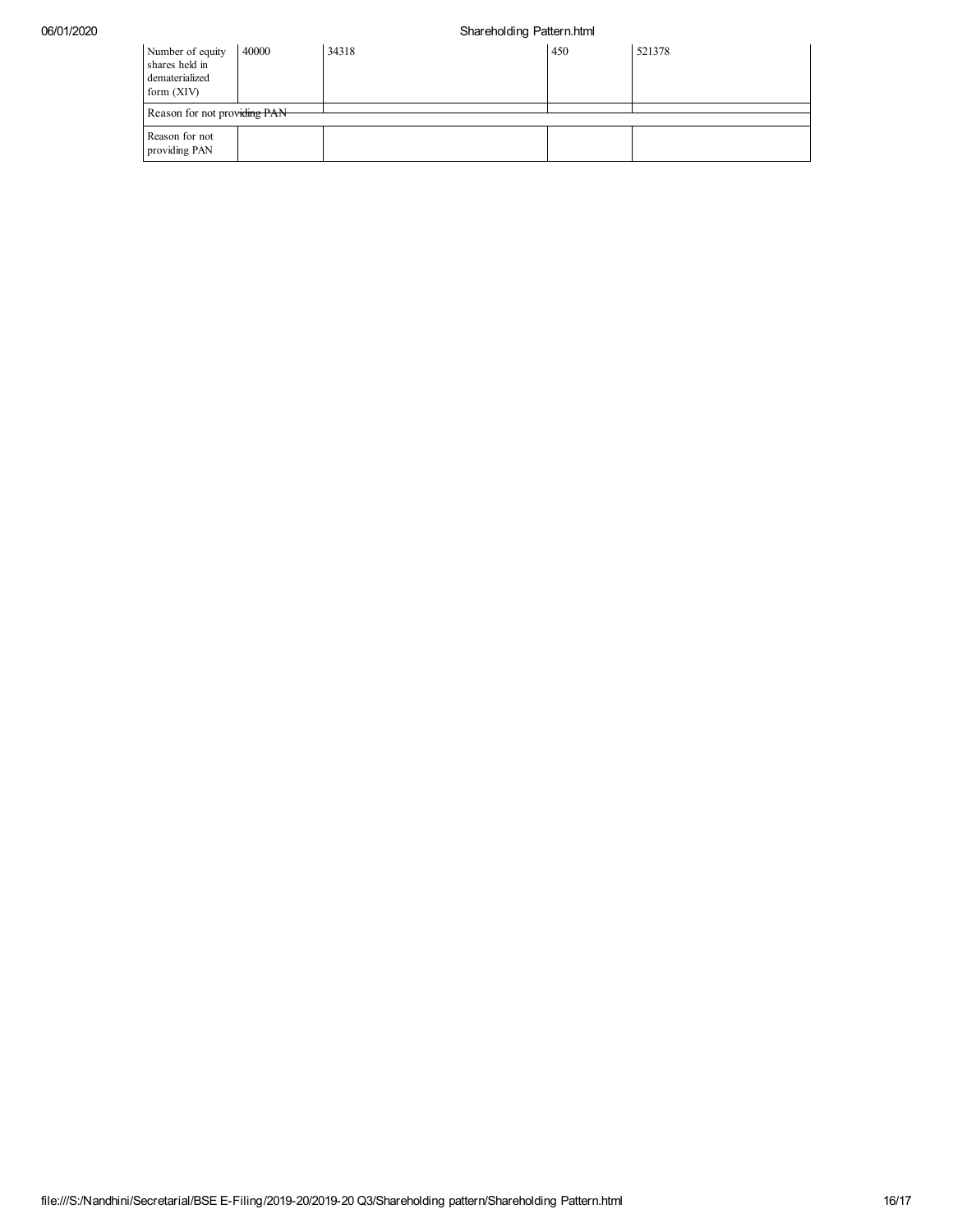| Number of equity shares held in dematerialized form (XIV) | 40000 | 34318 | 450 | 521378 |
|---|---|---|---|---|
| Reason for not providing PAN | | | | |
| Reason for not providing PAN | | | | |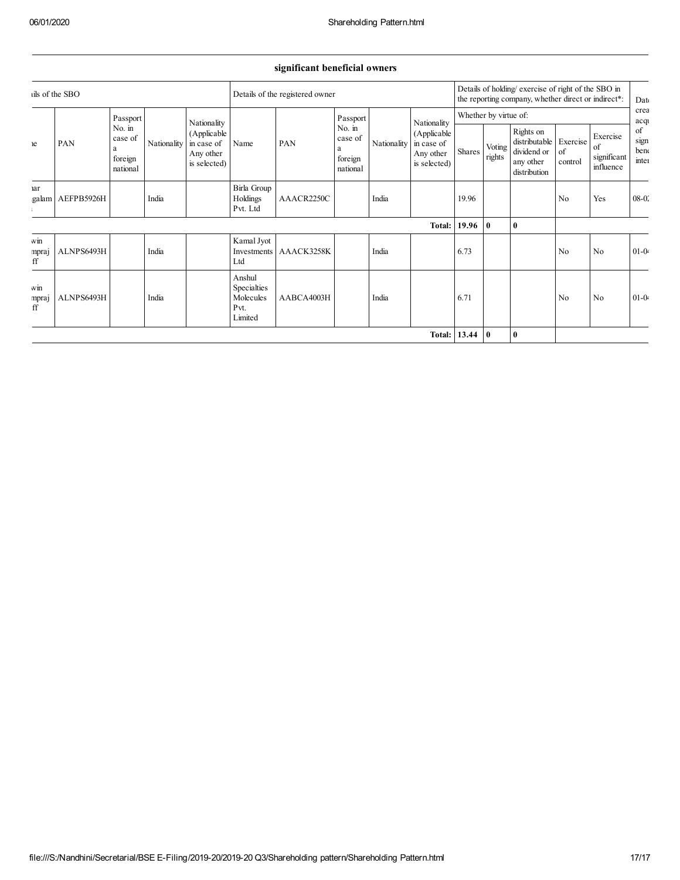## significant beneficial owners

| ils of the SBO | | | | | Details of the registered owner | | | | | Details of holding/ exercise of right of the SBO in the reporting company, whether direct or indirect*: | | | | | Dat crea acqu of sign bene inter |
|---|---|---|---|---|---|---|---|---|---|---|---|---|---|---|---|
| | | | | | | | | | | Whether by virtue of: | | | | | |
| ne | PAN | Passport No. in case of a foreign national | Nationality | Nationality (Applicable in case of Any other is selected) | Name | PAN | Passport No. in case of a foreign national | Nationality | Nationality (Applicable in case of Any other is selected) | Shares | Voting rights | Rights on distributable dividend or any other distribution | Exercise of control | Exercise of significant influence | |
| nar galam | AEFPB5926H | | India | | Birla Group Holdings Pvt. Ltd | AAACR2250C | | India | | 19.96 | | | No | Yes | 08-0 |
| | | | | | | | | | **Total:** | **19.96** | **0** | **0** | | | |
| win mpraj ff | ALNPS6493H | | India | | Kamal Jyot Investments Ltd | AAACK3258K | | India | | 6.73 | | | No | No | 01-0 |
| win mpraj ff | ALNPS6493H | | India | | Anshul Specialties Molecules Pvt. Limited | AABCA4003H | | India | | 6.71 | | | No | No | 01-0 |
| | | | | | | | | | **Total:** | **13.44** | **0** | **0** | | | |